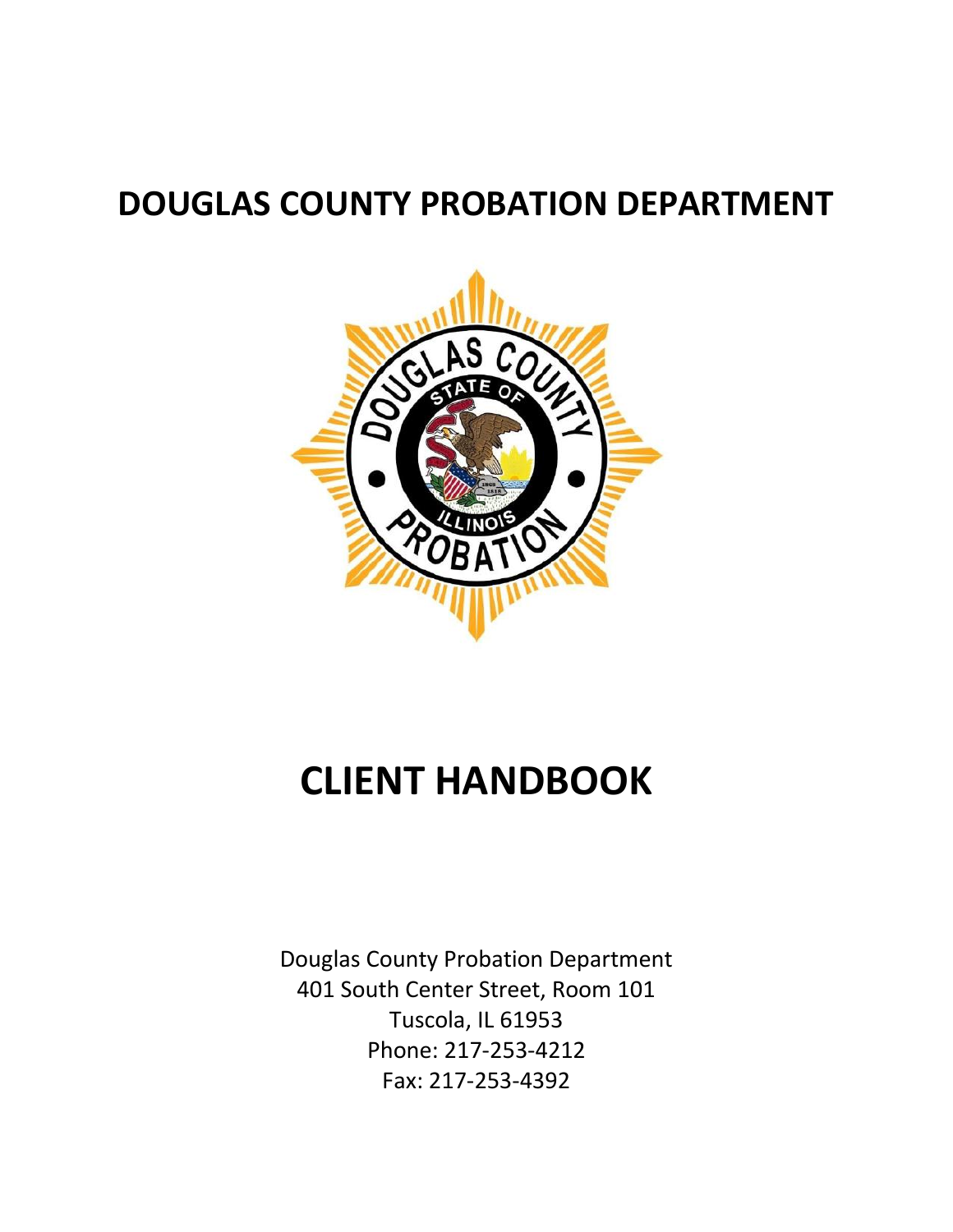# DOUGLAS COUNTY PROBATION DEPARTMENT

# CLIENT HANDBOOK

Douglas County Probation Department
401 South Center Street, Room 101
Tuscola, IL 61953
Phone: 217-253-4212
Fax: 217-253-4392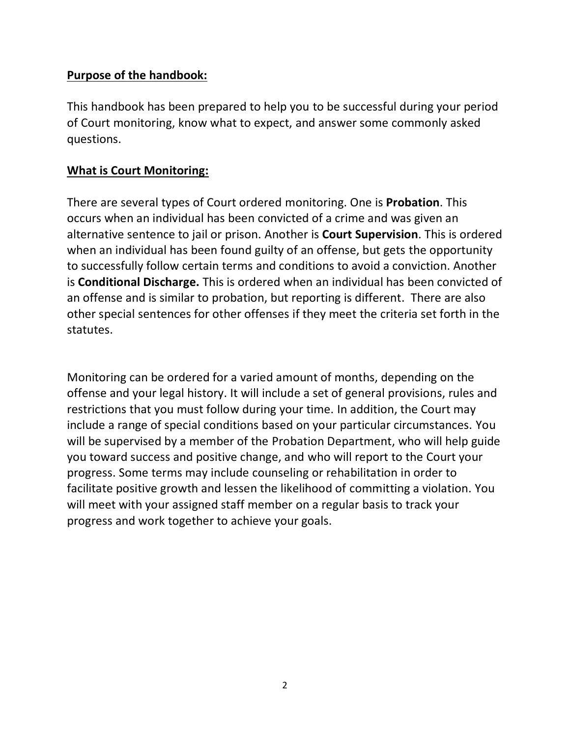**Purpose of the handbook:**

This handbook has been prepared to help you to be successful during your period of Court monitoring, know what to expect, and answer some commonly asked questions.

**What is Court Monitoring:**

There are several types of Court ordered monitoring. One is **Probation**. This occurs when an individual has been convicted of a crime and was given an alternative sentence to jail or prison. Another is **Court Supervision**. This is ordered when an individual has been found guilty of an offense, but gets the opportunity to successfully follow certain terms and conditions to avoid a conviction. Another is **Conditional Discharge.** This is ordered when an individual has been convicted of an offense and is similar to probation, but reporting is different. There are also other special sentences for other offenses if they meet the criteria set forth in the statutes.

Monitoring can be ordered for a varied amount of months, depending on the offense and your legal history. It will include a set of general provisions, rules and restrictions that you must follow during your time. In addition, the Court may include a range of special conditions based on your particular circumstances. You will be supervised by a member of the Probation Department, who will help guide you toward success and positive change, and who will report to the Court your progress. Some terms may include counseling or rehabilitation in order to facilitate positive growth and lessen the likelihood of committing a violation. You will meet with your assigned staff member on a regular basis to track your progress and work together to achieve your goals.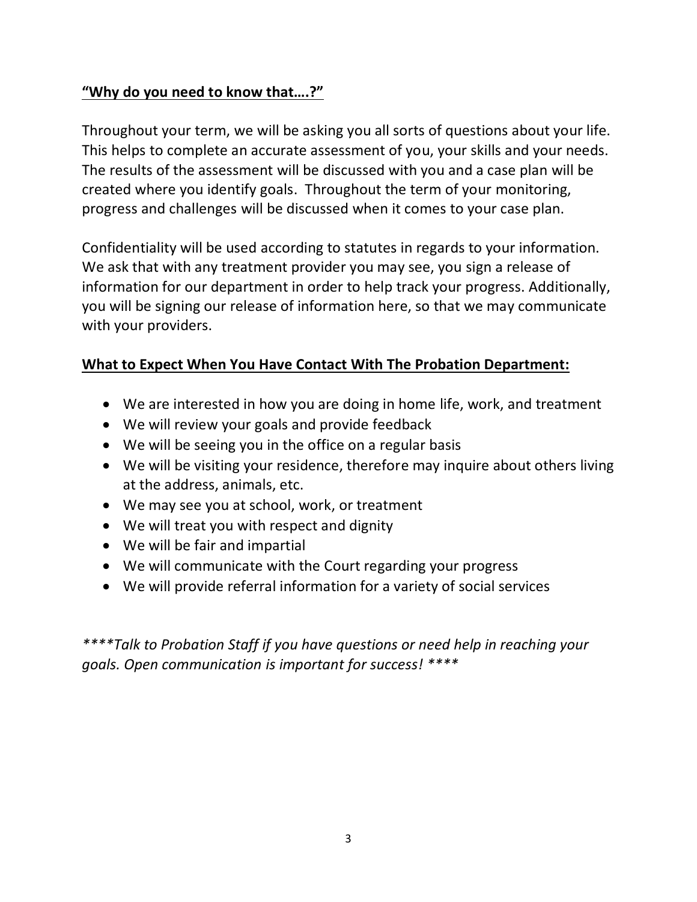**<u>"Why do you need to know that….?"</u>**

Throughout your term, we will be asking you all sorts of questions about your life. This helps to complete an accurate assessment of you, your skills and your needs. The results of the assessment will be discussed with you and a case plan will be created where you identify goals. Throughout the term of your monitoring, progress and challenges will be discussed when it comes to your case plan.

Confidentiality will be used according to statutes in regards to your information. We ask that with any treatment provider you may see, you sign a release of information for our department in order to help track your progress. Additionally, you will be signing our release of information here, so that we may communicate with your providers.

**<u>What to Expect When You Have Contact With The Probation Department:</u>**

- We are interested in how you are doing in home life, work, and treatment
- We will review your goals and provide feedback
- We will be seeing you in the office on a regular basis
- We will be visiting your residence, therefore may inquire about others living at the address, animals, etc.
- We may see you at school, work, or treatment
- We will treat you with respect and dignity
- We will be fair and impartial
- We will communicate with the Court regarding your progress
- We will provide referral information for a variety of social services

*\*\*\*\*Talk to Probation Staff if you have questions or need help in reaching your goals. Open communication is important for success! \*\*\*\**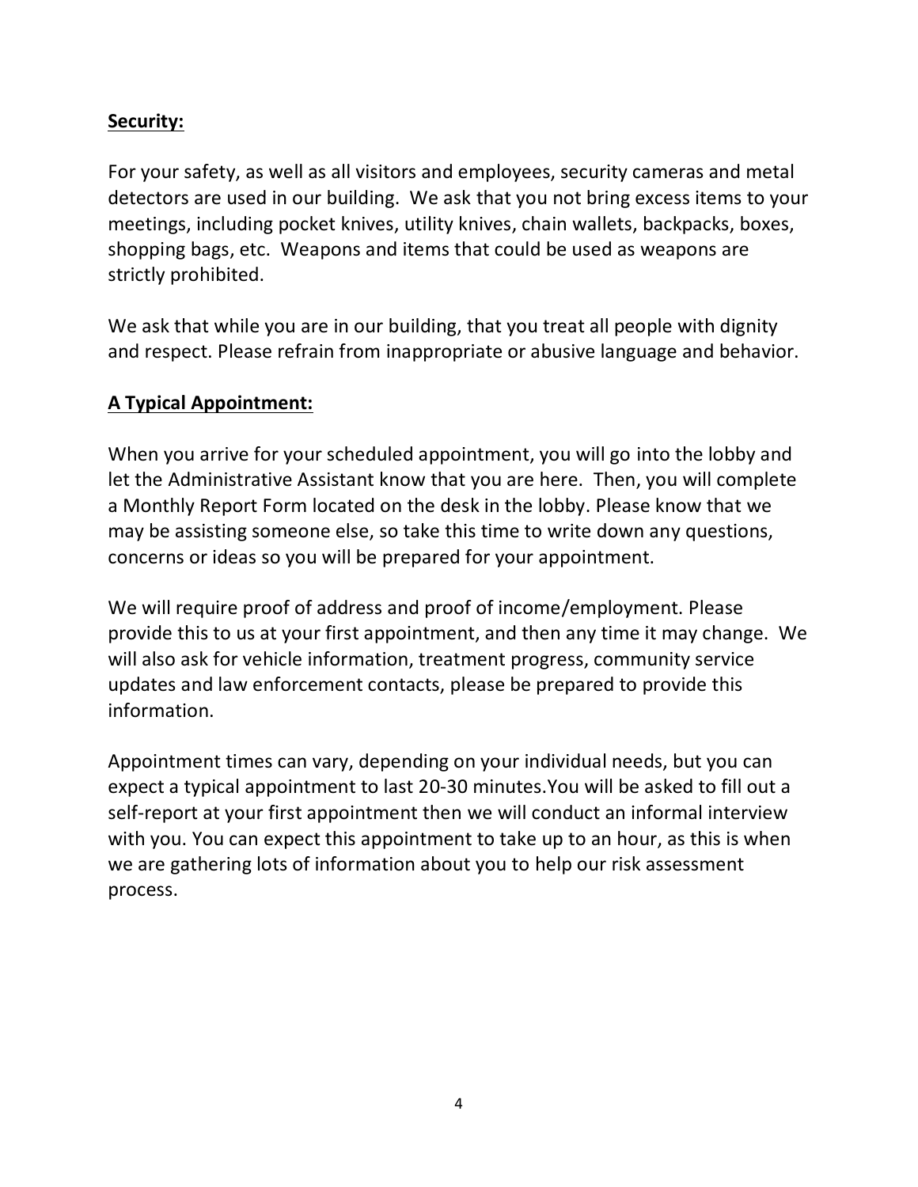## Security:

For your safety, as well as all visitors and employees, security cameras and metal detectors are used in our building. We ask that you not bring excess items to your meetings, including pocket knives, utility knives, chain wallets, backpacks, boxes, shopping bags, etc. Weapons and items that could be used as weapons are strictly prohibited.

We ask that while you are in our building, that you treat all people with dignity and respect. Please refrain from inappropriate or abusive language and behavior.

## A Typical Appointment:

When you arrive for your scheduled appointment, you will go into the lobby and let the Administrative Assistant know that you are here. Then, you will complete a Monthly Report Form located on the desk in the lobby. Please know that we may be assisting someone else, so take this time to write down any questions, concerns or ideas so you will be prepared for your appointment.

We will require proof of address and proof of income/employment. Please provide this to us at your first appointment, and then any time it may change. We will also ask for vehicle information, treatment progress, community service updates and law enforcement contacts, please be prepared to provide this information.

Appointment times can vary, depending on your individual needs, but you can expect a typical appointment to last 20-30 minutes.You will be asked to fill out a self-report at your first appointment then we will conduct an informal interview with you. You can expect this appointment to take up to an hour, as this is when we are gathering lots of information about you to help our risk assessment process.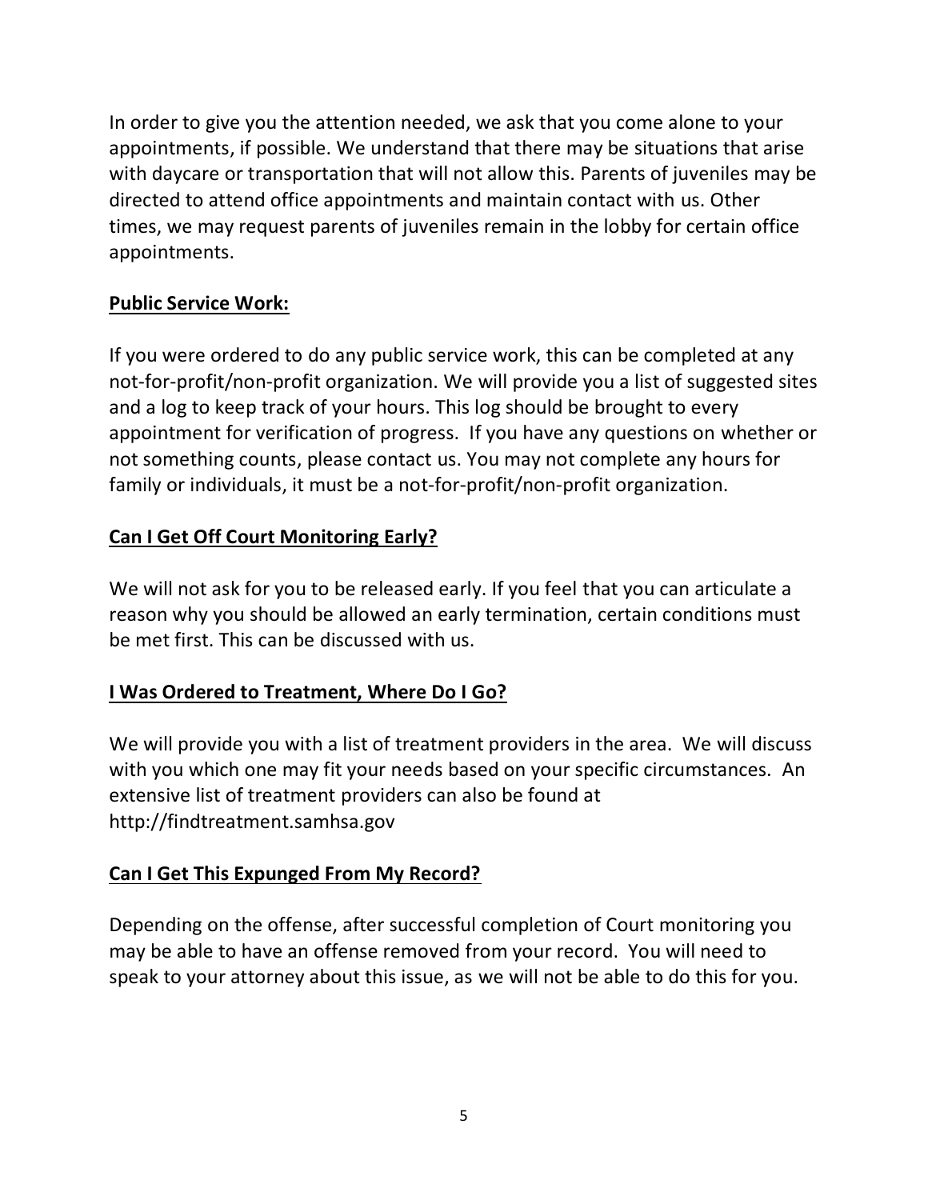In order to give you the attention needed, we ask that you come alone to your appointments, if possible. We understand that there may be situations that arise with daycare or transportation that will not allow this. Parents of juveniles may be directed to attend office appointments and maintain contact with us. Other times, we may request parents of juveniles remain in the lobby for certain office appointments.

**Public Service Work:**

If you were ordered to do any public service work, this can be completed at any not-for-profit/non-profit organization. We will provide you a list of suggested sites and a log to keep track of your hours. This log should be brought to every appointment for verification of progress. If you have any questions on whether or not something counts, please contact us. You may not complete any hours for family or individuals, it must be a not-for-profit/non-profit organization.

**Can I Get Off Court Monitoring Early?**

We will not ask for you to be released early. If you feel that you can articulate a reason why you should be allowed an early termination, certain conditions must be met first. This can be discussed with us.

**I Was Ordered to Treatment, Where Do I Go?**

We will provide you with a list of treatment providers in the area. We will discuss with you which one may fit your needs based on your specific circumstances. An extensive list of treatment providers can also be found at http://findtreatment.samhsa.gov

**Can I Get This Expunged From My Record?**

Depending on the offense, after successful completion of Court monitoring you may be able to have an offense removed from your record. You will need to speak to your attorney about this issue, as we will not be able to do this for you.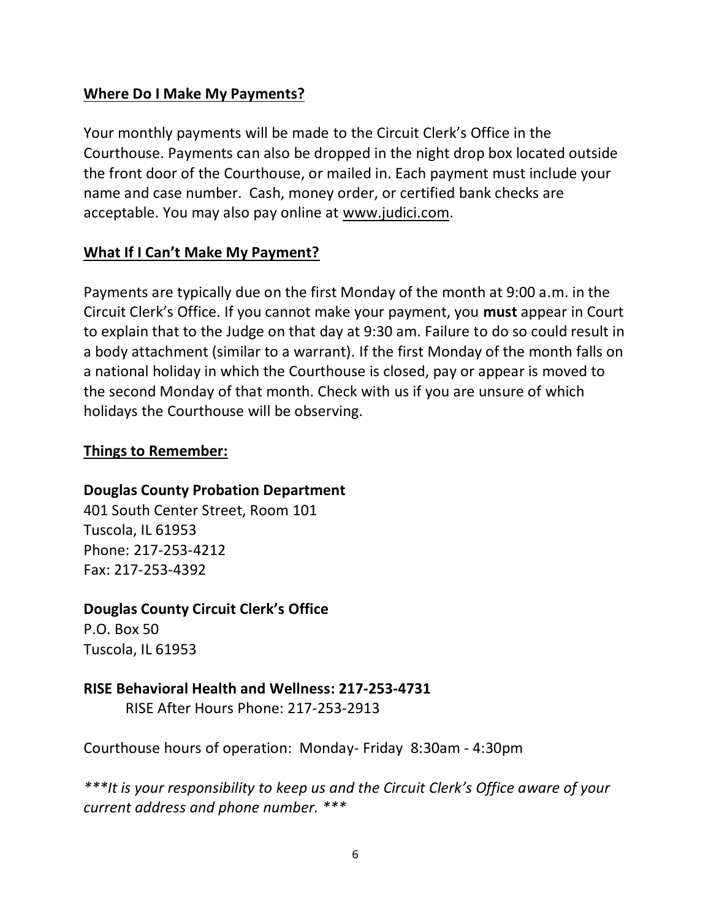**Where Do I Make My Payments?**

Your monthly payments will be made to the Circuit Clerk's Office in the Courthouse. Payments can also be dropped in the night drop box located outside the front door of the Courthouse, or mailed in. Each payment must include your name and case number. Cash, money order, or certified bank checks are acceptable. You may also pay online at www.judici.com.

**What If I Can't Make My Payment?**

Payments are typically due on the first Monday of the month at 9:00 a.m. in the Circuit Clerk's Office. If you cannot make your payment, you **must** appear in Court to explain that to the Judge on that day at 9:30 am. Failure to do so could result in a body attachment (similar to a warrant). If the first Monday of the month falls on a national holiday in which the Courthouse is closed, pay or appear is moved to the second Monday of that month. Check with us if you are unsure of which holidays the Courthouse will be observing.

**Things to Remember:**

**Douglas County Probation Department**
401 South Center Street, Room 101
Tuscola, IL 61953
Phone: 217-253-4212
Fax: 217-253-4392

**Douglas County Circuit Clerk's Office**
P.O. Box 50
Tuscola, IL 61953

**RISE Behavioral Health and Wellness: 217-253-4731**
RISE After Hours Phone: 217-253-2913

Courthouse hours of operation: Monday- Friday 8:30am - 4:30pm

****It is your responsibility to keep us and the Circuit Clerk's Office aware of your current address and phone number. ****